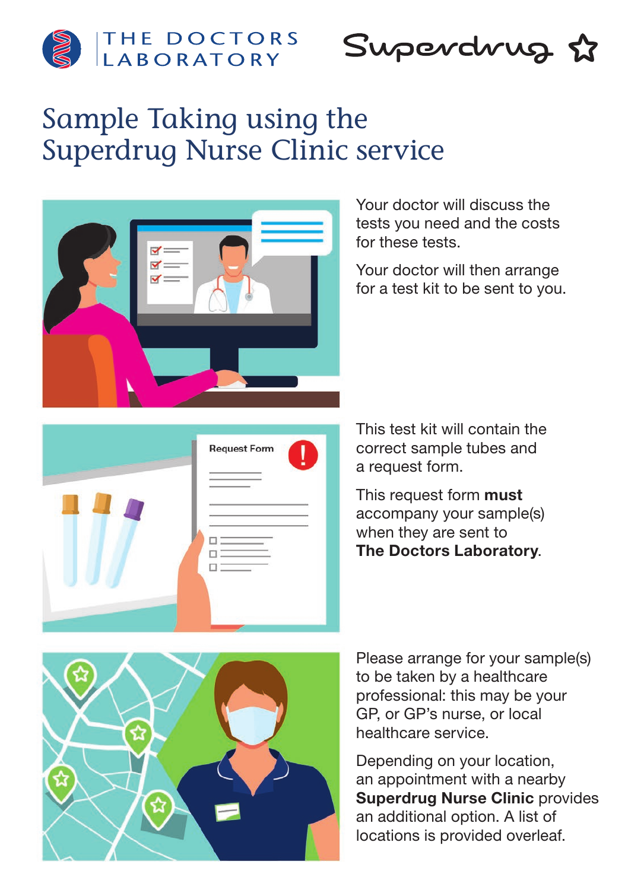THE DOCTORS LABORATORY

Superdrug

# Sample Taking using the Superdrug Nurse Clinic service

Your doctor will discuss the tests you need and the costs for these tests.

Your doctor will then arrange for a test kit to be sent to you.

This test kit will contain the correct sample tubes and a request form.

This request form **must** accompany your sample(s) when they are sent to **The Doctors Laboratory**.

Please arrange for your sample(s) to be taken by a healthcare professional: this may be your GP, or GP's nurse, or local healthcare service.

Depending on your location, an appointment with a nearby **Superdrug Nurse Clinic** provides an additional option. A list of locations is provided overleaf.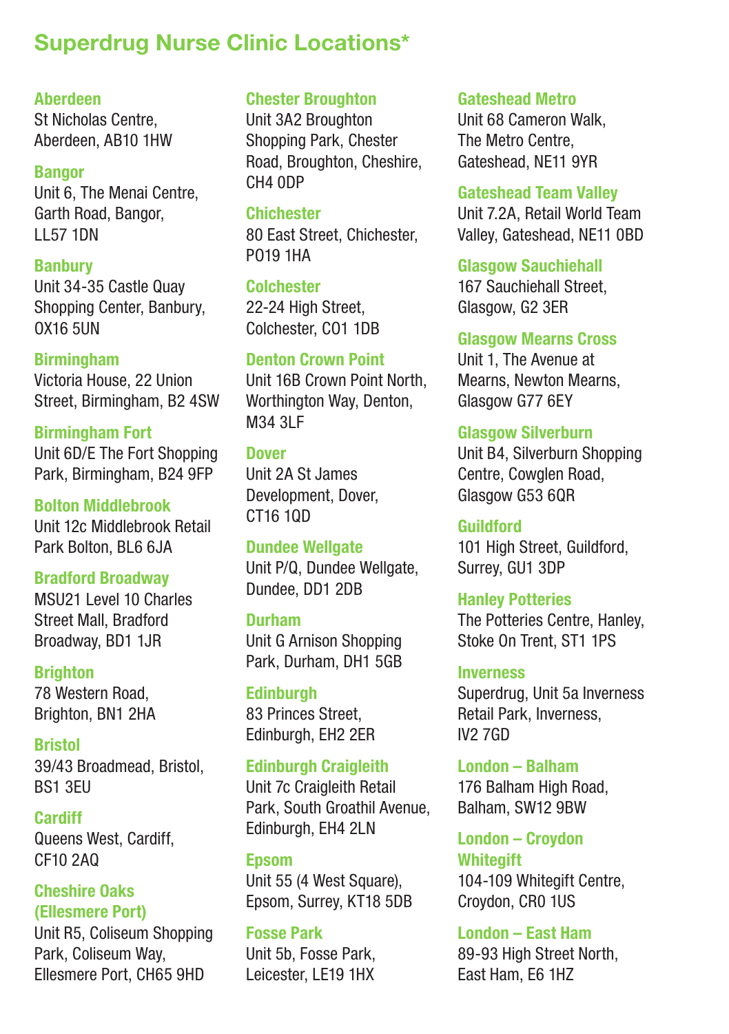# Superdrug Nurse Clinic Locations*

**Aberdeen**
St Nicholas Centre, Aberdeen, AB10 1HW

**Bangor**
Unit 6, The Menai Centre, Garth Road, Bangor, LL57 1DN

**Banbury**
Unit 34-35 Castle Quay Shopping Center, Banbury, OX16 5UN

**Birmingham**
Victoria House, 22 Union Street, Birmingham, B2 4SW

**Birmingham Fort**
Unit 6D/E The Fort Shopping Park, Birmingham, B24 9FP

**Bolton Middlebrook**
Unit 12c Middlebrook Retail Park Bolton, BL6 6JA

**Bradford Broadway**
MSU21 Level 10 Charles Street Mall, Bradford Broadway, BD1 1JR

**Brighton**
78 Western Road, Brighton, BN1 2HA

**Bristol**
39/43 Broadmead, Bristol, BS1 3EU

**Cardiff**
Queens West, Cardiff, CF10 2AQ

**Cheshire Oaks (Ellesmere Port)**
Unit R5, Coliseum Shopping Park, Coliseum Way, Ellesmere Port, CH65 9HD

**Chester Broughton**
Unit 3A2 Broughton Shopping Park, Chester Road, Broughton, Cheshire, CH4 0DP

**Chichester**
80 East Street, Chichester, PO19 1HA

**Colchester**
22-24 High Street, Colchester, CO1 1DB

**Denton Crown Point**
Unit 16B Crown Point North, Worthington Way, Denton, M34 3LF

**Dover**
Unit 2A St James Development, Dover, CT16 1QD

**Dundee Wellgate**
Unit P/Q, Dundee Wellgate, Dundee, DD1 2DB

**Durham**
Unit G Arnison Shopping Park, Durham, DH1 5GB

**Edinburgh**
83 Princes Street, Edinburgh, EH2 2ER

**Edinburgh Craigleith**
Unit 7c Craigleith Retail Park, South Groathil Avenue, Edinburgh, EH4 2LN

**Epsom**
Unit 55 (4 West Square), Epsom, Surrey, KT18 5DB

**Fosse Park**
Unit 5b, Fosse Park, Leicester, LE19 1HX

**Gateshead Metro**
Unit 68 Cameron Walk, The Metro Centre, Gateshead, NE11 9YR

**Gateshead Team Valley**
Unit 7.2A, Retail World Team Valley, Gateshead, NE11 0BD

**Glasgow Sauchiehall**
167 Sauchiehall Street, Glasgow, G2 3ER

**Glasgow Mearns Cross**
Unit 1, The Avenue at Mearns, Newton Mearns, Glasgow G77 6EY

**Glasgow Silverburn**
Unit B4, Silverburn Shopping Centre, Cowglen Road, Glasgow G53 6QR

**Guildford**
101 High Street, Guildford, Surrey, GU1 3DP

**Hanley Potteries**
The Potteries Centre, Hanley, Stoke On Trent, ST1 1PS

**Inverness**
Superdrug, Unit 5a Inverness Retail Park, Inverness, IV2 7GD

**London – Balham**
176 Balham High Road, Balham, SW12 9BW

**London – Croydon Whitegift**
104-109 Whitegift Centre, Croydon, CR0 1US

**London – East Ham**
89-93 High Street North, East Ham, E6 1HZ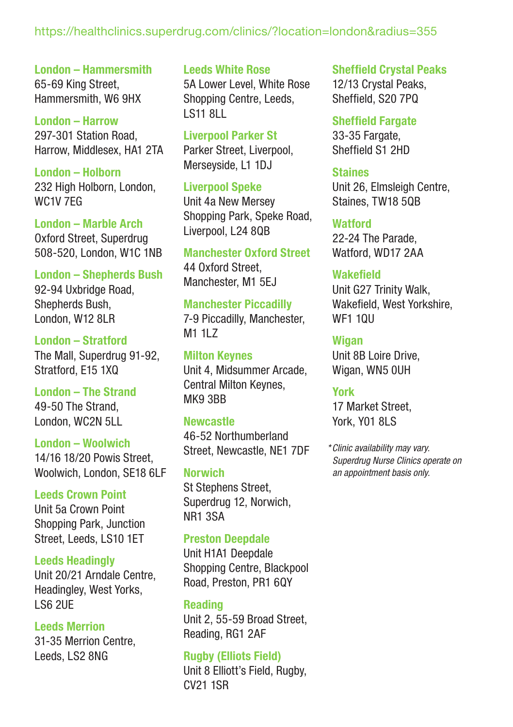https://healthclinics.superdrug.com/clinics/?location=london&radius=355

**London – Hammersmith**
65-69 King Street,
Hammersmith, W6 9HX

**London – Harrow**
297-301 Station Road,
Harrow, Middlesex, HA1 2TA

**London – Holborn**
232 High Holborn, London,
WC1V 7EG

**London – Marble Arch**
Oxford Street, Superdrug
508-520, London, W1C 1NB

**London – Shepherds Bush**
92-94 Uxbridge Road,
Shepherds Bush,
London, W12 8LR

**London – Stratford**
The Mall, Superdrug 91-92,
Stratford, E15 1XQ

**London – The Strand**
49-50 The Strand,
London, WC2N 5LL

**London – Woolwich**
14/16 18/20 Powis Street,
Woolwich, London, SE18 6LF

**Leeds Crown Point**
Unit 5a Crown Point
Shopping Park, Junction
Street, Leeds, LS10 1ET

**Leeds Headingly**
Unit 20/21 Arndale Centre,
Headingley, West Yorks,
LS6 2UE

**Leeds Merrion**
31-35 Merrion Centre,
Leeds, LS2 8NG

**Leeds White Rose**
5A Lower Level, White Rose
Shopping Centre, Leeds,
LS11 8LL

**Liverpool Parker St**
Parker Street, Liverpool,
Merseyside, L1 1DJ

**Liverpool Speke**
Unit 4a New Mersey
Shopping Park, Speke Road,
Liverpool, L24 8QB

**Manchester Oxford Street**
44 Oxford Street,
Manchester, M1 5EJ

**Manchester Piccadilly**
7-9 Piccadilly, Manchester,
M1 1LZ

**Milton Keynes**
Unit 4, Midsummer Arcade,
Central Milton Keynes,
MK9 3BB

**Newcastle**
46-52 Northumberland
Street, Newcastle, NE1 7DF

**Norwich**
St Stephens Street,
Superdrug 12, Norwich,
NR1 3SA

**Preston Deepdale**
Unit H1A1 Deepdale
Shopping Centre, Blackpool
Road, Preston, PR1 6QY

**Reading**
Unit 2, 55-59 Broad Street,
Reading, RG1 2AF

**Rugby (Elliots Field)**
Unit 8 Elliott's Field, Rugby,
CV21 1SR

**Sheffield Crystal Peaks**
12/13 Crystal Peaks,
Sheffield, S20 7PQ

**Sheffield Fargate**
33-35 Fargate,
Sheffield S1 2HD

**Staines**
Unit 26, Elmsleigh Centre,
Staines, TW18 5QB

**Watford**
22-24 The Parade,
Watford, WD17 2AA

**Wakefield**
Unit G27 Trinity Walk,
Wakefield, West Yorkshire,
WF1 1QU

**Wigan**
Unit 8B Loire Drive,
Wigan, WN5 0UH

**York**
17 Market Street,
York, Y01 8LS

*\*Clinic availability may vary. Superdrug Nurse Clinics operate on an appointment basis only.*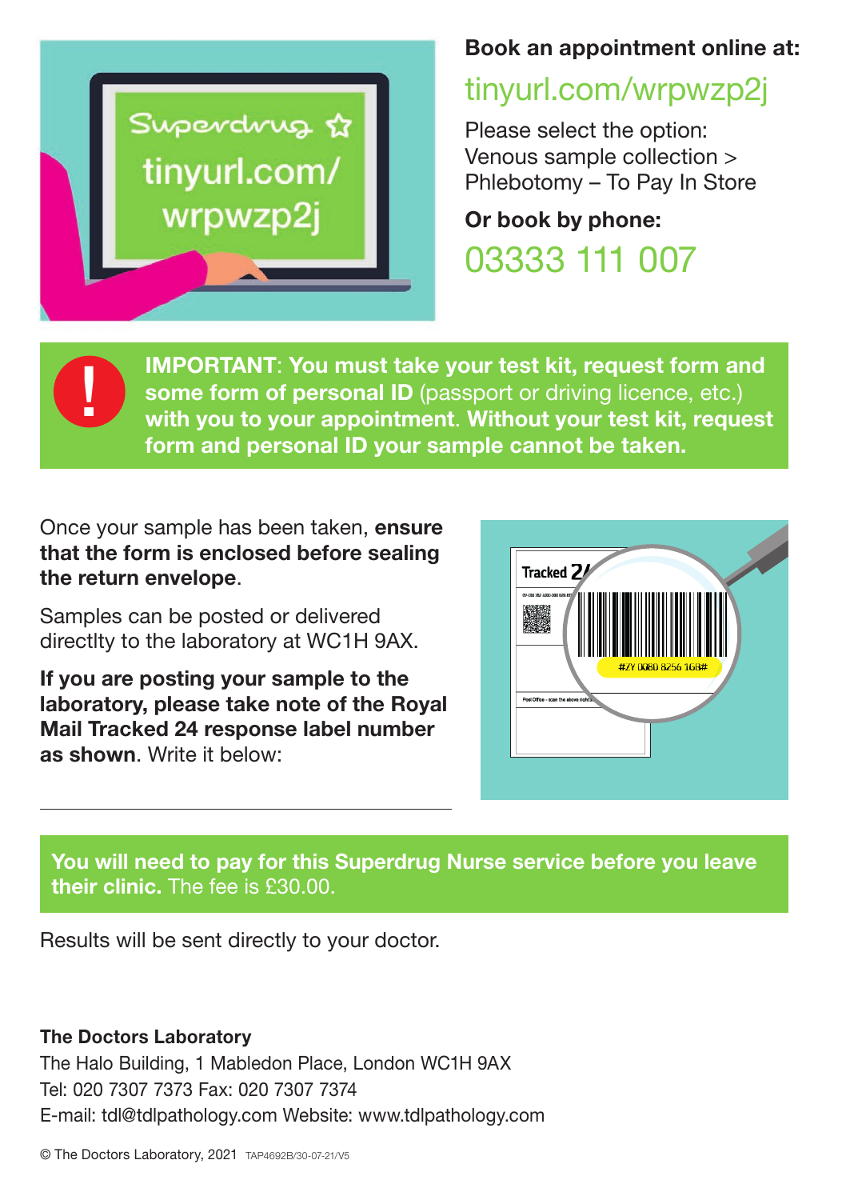**Book an appointment online at:**

tinyurl.com/wrpwzp2j

Please select the option:
Venous sample collection > Phlebotomy – To Pay In Store

**Or book by phone:**

03333 111 007

**IMPORTANT: You must take your test kit, request form and some form of personal ID** (passport or driving licence, etc.) **with you to your appointment. Without your test kit, request form and personal ID your sample cannot be taken.**

Once your sample has been taken, **ensure that the form is enclosed before sealing the return envelope**.

Samples can be posted or delivered directtly to the laboratory at WC1H 9AX.

**If you are posting your sample to the laboratory, please take note of the Royal Mail Tracked 24 response label number as shown**. Write it below:

\_\_\_\_\_\_\_\_\_\_\_\_\_\_\_\_\_\_\_\_\_\_\_\_\_\_\_\_\_\_\_\_\_\_\_\_\_\_

**You will need to pay for this Superdrug Nurse service before you leave their clinic.** The fee is £30.00.

Results will be sent directly to your doctor.

**The Doctors Laboratory**
The Halo Building, 1 Mabledon Place, London WC1H 9AX
Tel: 020 7307 7373 Fax: 020 7307 7374
E-mail: tdl@tdlpathology.com Website: www.tdlpathology.com

© The Doctors Laboratory, 2021 TAP4692B/30-07-21/V5